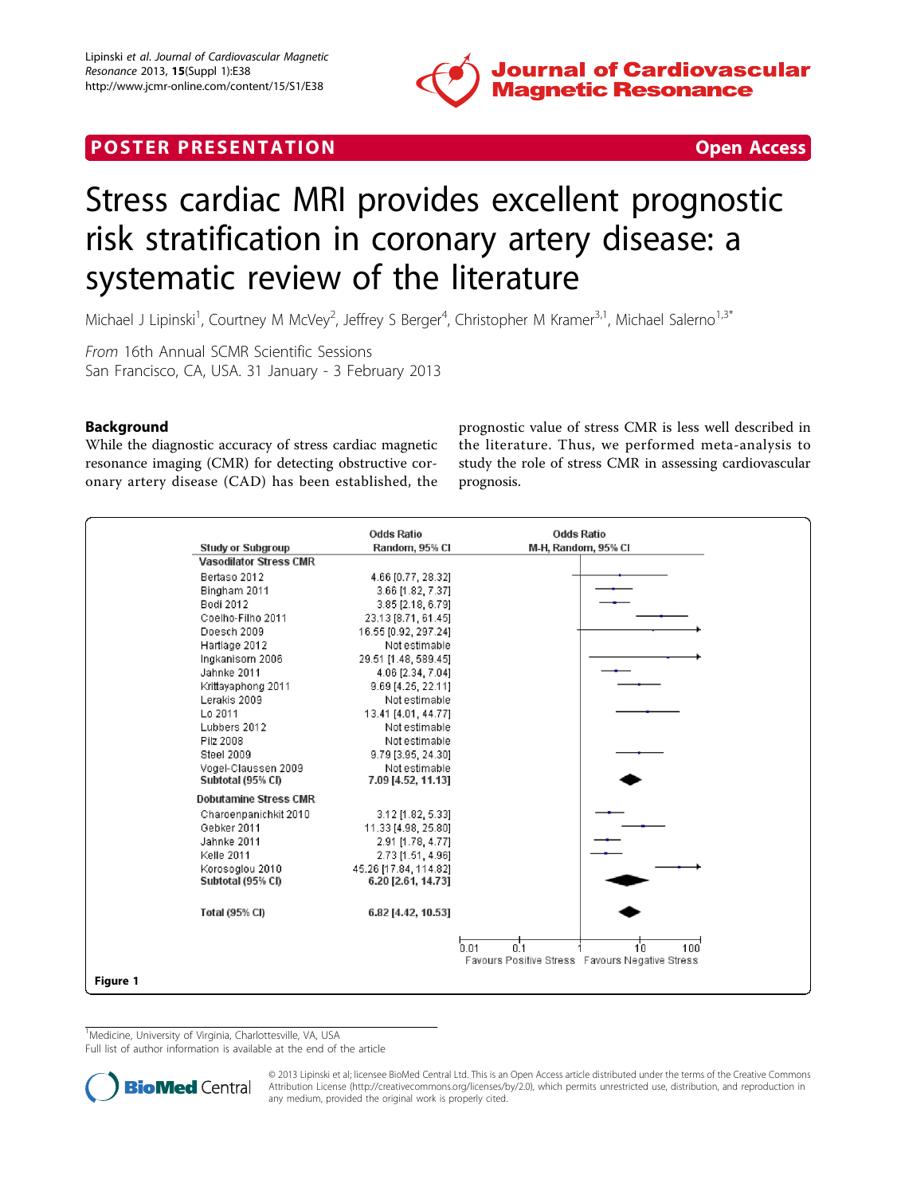POSTER PRESENTATION Open Access

# Stress cardiac MRI provides excellent prognostic risk stratification in coronary artery disease: a systematic review of the literature

Michael J Lipinski[1], Courtney M McVey[2], Jeffrey S Berger[4], Christopher M Kramer[3,1], Michael Salerno[1,3*]

*From* 16th Annual SCMR Scientific Sessions
San Francisco, CA, USA. 31 January - 3 February 2013

## Background

While the diagnostic accuracy of stress cardiac magnetic resonance imaging (CMR) for detecting obstructive coronary artery disease (CAD) has been established, the prognostic value of stress CMR is less well described in the literature. Thus, we performed meta-analysis to study the role of stress CMR in assessing cardiovascular prognosis.

| Study or Subgroup | Odds Ratio Random, 95% CI |
|---|---|
| **Vasodilator Stress CMR** | |
| Bertaso 2012 | 4.66 [0.77, 28.32] |
| Bingham 2011 | 3.66 [1.82, 7.37] |
| Bodi 2012 | 3.85 [2.18, 6.79] |
| Coelho-Filho 2011 | 23.13 [8.71, 61.45] |
| Doesch 2009 | 16.55 [0.92, 297.24] |
| Hartlage 2012 | Not estimable |
| Ingkanisorn 2006 | 29.51 [1.48, 589.45] |
| Jahnke 2011 | 4.06 [2.34, 7.04] |
| Krittayaphong 2011 | 9.69 [4.25, 22.11] |
| Lerakis 2009 | Not estimable |
| Lo 2011 | 13.41 [4.01, 44.77] |
| Lubbers 2012 | Not estimable |
| Pilz 2008 | Not estimable |
| Steel 2009 | 9.79 [3.95, 24.30] |
| Vogel-Claussen 2009 | Not estimable |
| **Subtotal (95% CI)** | **7.09 [4.52, 11.13]** |
| **Dobutamine Stress CMR** | |
| Charoenpanichkit 2010 | 3.12 [1.82, 5.33] |
| Gebker 2011 | 11.33 [4.98, 25.80] |
| Jahnke 2011 | 2.91 [1.78, 4.77] |
| Kelle 2011 | 2.73 [1.51, 4.96] |
| Korosoglou 2010 | 45.26 [17.84, 114.82] |
| **Subtotal (95% CI)** | **6.20 [2.61, 14.73]** |
| **Total (95% CI)** | **6.82 [4.42, 10.53]** |

Odds Ratio M-H, Random, 95% CI — axis: 0.01, 0.1, 1, 10, 100; Favours Positive Stress / Favours Negative Stress

Figure 1

[1]Medicine, University of Virginia, Charlottesville, VA, USA
Full list of author information is available at the end of the article

© 2013 Lipinski et al; licensee BioMed Central Ltd. This is an Open Access article distributed under the terms of the Creative Commons Attribution License (http://creativecommons.org/licenses/by/2.0), which permits unrestricted use, distribution, and reproduction in any medium, provided the original work is properly cited.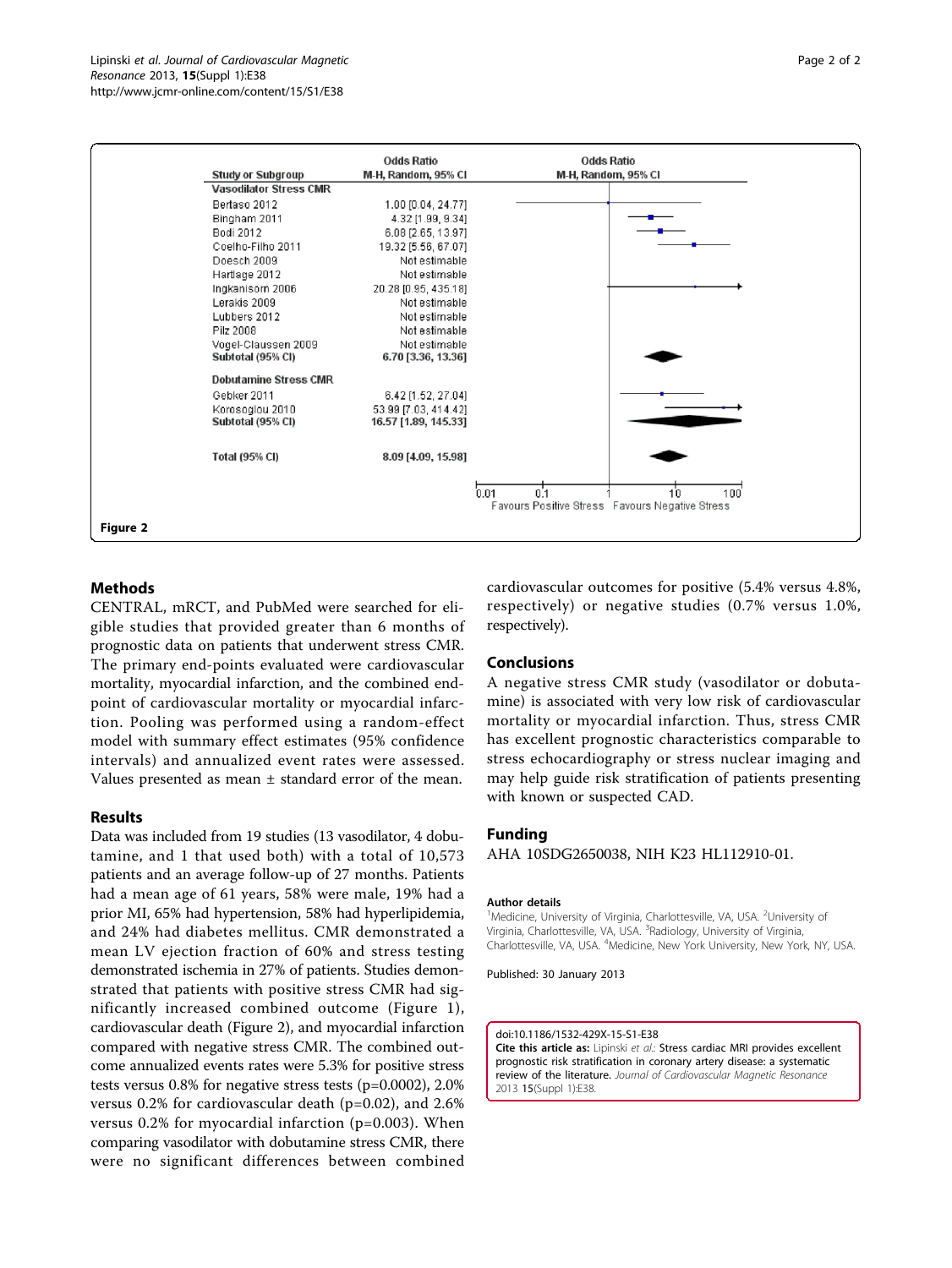Study or Subgroup | Odds Ratio M-H, Random, 95% CI | Odds Ratio M-H, Random, 95% CI

Vasodilator Stress CMR

Bertaso 2012 1.00 [0.04, 24.77]

Bingham 2011 4.32 [1.99, 9.34]

Bodi 2012 6.08 [2.65, 13.97]

Coelho-Filho 2011 19.32 [5.56, 67.07]

Doesch 2009 Not estimable

Hartlage 2012 Not estimable

Ingkanisorn 2006 20.28 [0.95, 435.18]

Lerakis 2009 Not estimable

Lubbers 2012 Not estimable

Pilz 2008 Not estimable

Vogel-Claussen 2009 Not estimable

**Subtotal (95% CI) 6.70 [3.36, 13.36]**

Dobutamine Stress CMR

Gebker 2011 6.42 [1.52, 27.04]

Korosoglou 2010 53.99 [7.03, 414.42]

**Subtotal (95% CI) 16.57 [1.89, 145.33]**

**Total (95% CI) 8.09 [4.09, 15.98]**

0.01 0.1 1 10 100

Favours Positive Stress Favours Negative Stress

**Figure 2**

## Methods

CENTRAL, mRCT, and PubMed were searched for eligible studies that provided greater than 6 months of prognostic data on patients that underwent stress CMR. The primary end-points evaluated were cardiovascular mortality, myocardial infarction, and the combined endpoint of cardiovascular mortality or myocardial infarction. Pooling was performed using a random-effect model with summary effect estimates (95% confidence intervals) and annualized event rates were assessed. Values presented as mean ± standard error of the mean.

## Results

Data was included from 19 studies (13 vasodilator, 4 dobutamine, and 1 that used both) with a total of 10,573 patients and an average follow-up of 27 months. Patients had a mean age of 61 years, 58% were male, 19% had a prior MI, 65% had hypertension, 58% had hyperlipidemia, and 24% had diabetes mellitus. CMR demonstrated a mean LV ejection fraction of 60% and stress testing demonstrated ischemia in 27% of patients. Studies demonstrated that patients with positive stress CMR had significantly increased combined outcome (Figure 1), cardiovascular death (Figure 2), and myocardial infarction compared with negative stress CMR. The combined outcome annualized events rates were 5.3% for positive stress tests versus 0.8% for negative stress tests (p=0.0002), 2.0% versus 0.2% for cardiovascular death (p=0.02), and 2.6% versus 0.2% for myocardial infarction (p=0.003). When comparing vasodilator with dobutamine stress CMR, there were no significant differences between combined cardiovascular outcomes for positive (5.4% versus 4.8%, respectively) or negative studies (0.7% versus 1.0%, respectively).

## Conclusions

A negative stress CMR study (vasodilator or dobutamine) is associated with very low risk of cardiovascular mortality or myocardial infarction. Thus, stress CMR has excellent prognostic characteristics comparable to stress echocardiography or stress nuclear imaging and may help guide risk stratification of patients presenting with known or suspected CAD.

## Funding

AHA 10SDG2650038, NIH K23 HL112910-01.

#### Author details

[1]Medicine, University of Virginia, Charlottesville, VA, USA. [2]University of Virginia, Charlottesville, VA, USA. [3]Radiology, University of Virginia, Charlottesville, VA, USA. [4]Medicine, New York University, New York, NY, USA.

Published: 30 January 2013

doi:10.1186/1532-429X-15-S1-E38

**Cite this article as:** Lipinski *et al.*: Stress cardiac MRI provides excellent prognostic risk stratification in coronary artery disease: a systematic review of the literature. *Journal of Cardiovascular Magnetic Resonance* 2013 **15**(Suppl 1):E38.